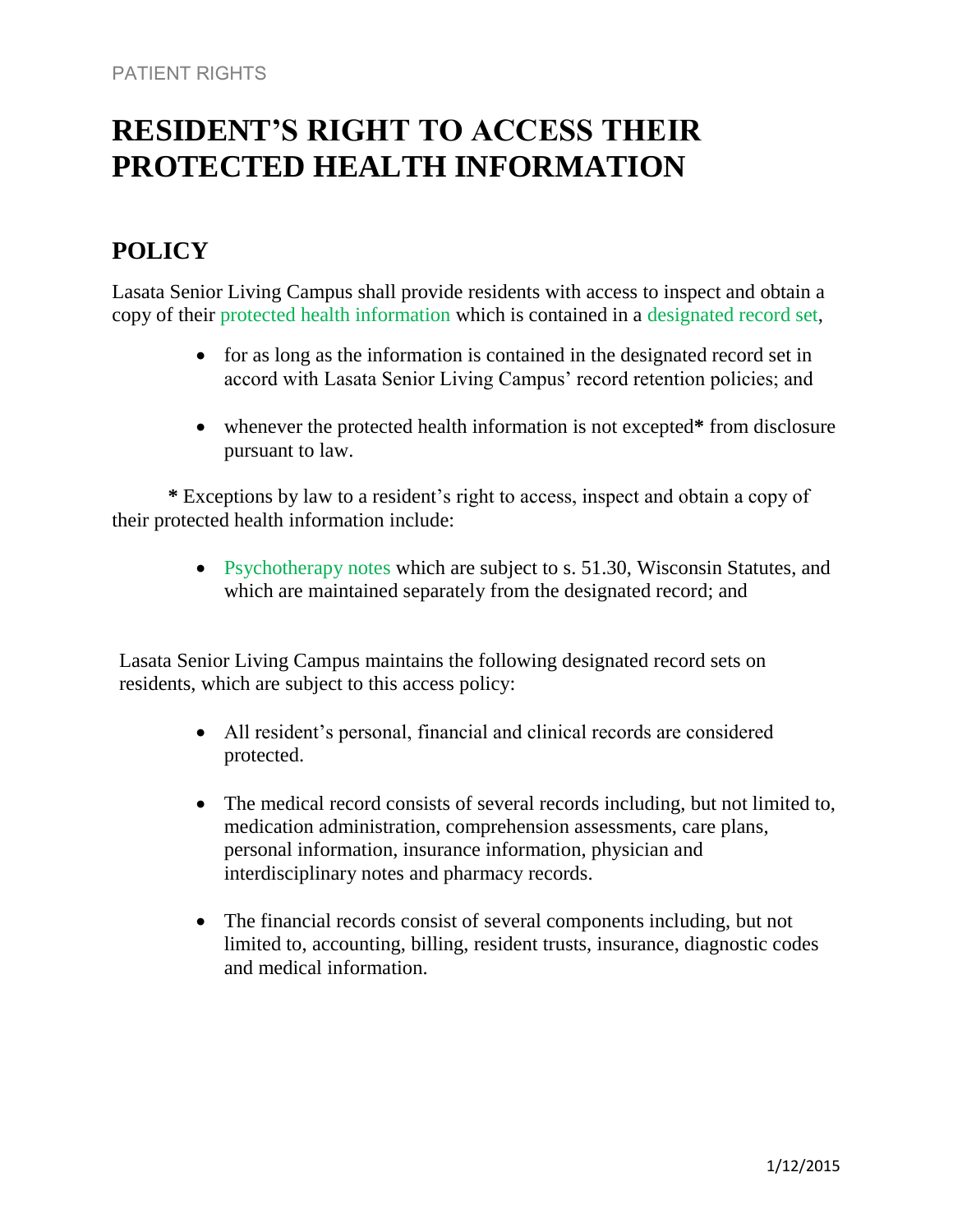PATIENT RIGHTS

# RESIDENT'S RIGHT TO ACCESS THEIR PROTECTED HEALTH INFORMATION

## POLICY

Lasata Senior Living Campus shall provide residents with access to inspect and obtain a copy of their protected health information which is contained in a designated record set,

- for as long as the information is contained in the designated record set in accord with Lasata Senior Living Campus' record retention policies; and
- whenever the protected health information is not excepted**\*** from disclosure pursuant to law.

**\*** Exceptions by law to a resident's right to access, inspect and obtain a copy of their protected health information include:

- Psychotherapy notes which are subject to s. 51.30, Wisconsin Statutes, and which are maintained separately from the designated record; and

Lasata Senior Living Campus maintains the following designated record sets on residents, which are subject to this access policy:

- All resident's personal, financial and clinical records are considered protected.
- The medical record consists of several records including, but not limited to, medication administration, comprehension assessments, care plans, personal information, insurance information, physician and interdisciplinary notes and pharmacy records.
- The financial records consist of several components including, but not limited to, accounting, billing, resident trusts, insurance, diagnostic codes and medical information.

1/12/2015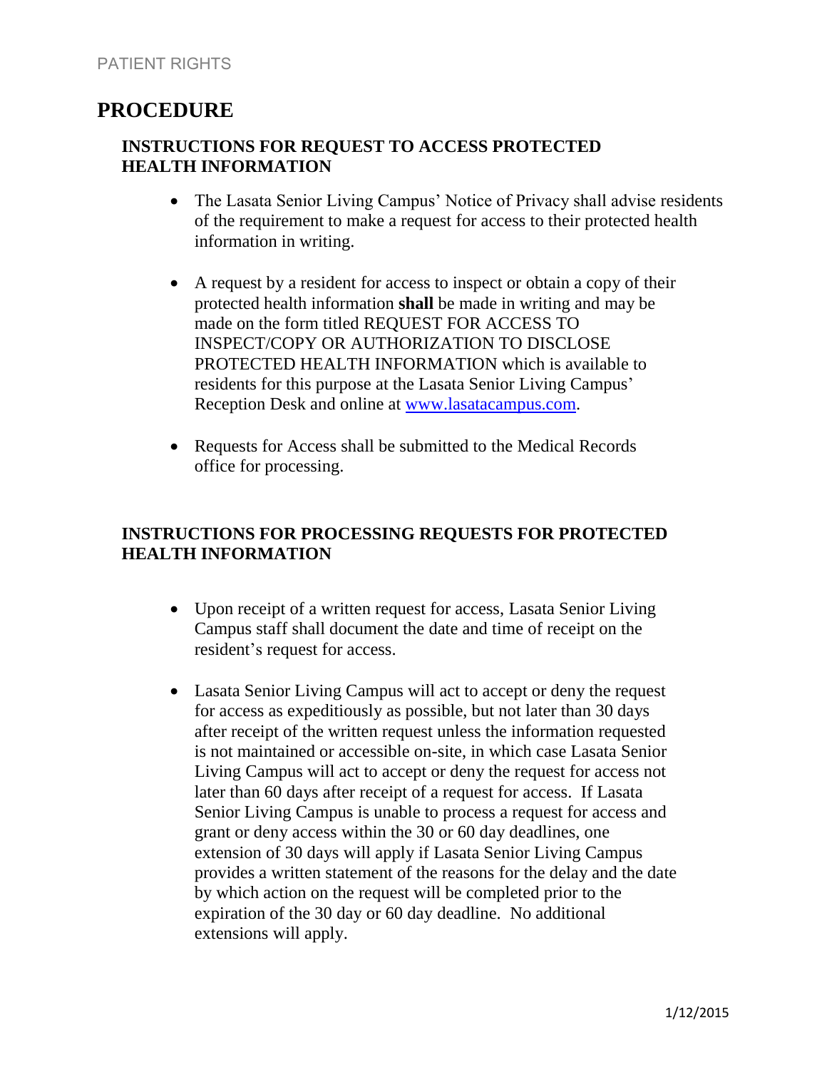# PROCEDURE

## INSTRUCTIONS FOR REQUEST TO ACCESS PROTECTED HEALTH INFORMATION

- The Lasata Senior Living Campus' Notice of Privacy shall advise residents of the requirement to make a request for access to their protected health information in writing.

- A request by a resident for access to inspect or obtain a copy of their protected health information **shall** be made in writing and may be made on the form titled REQUEST FOR ACCESS TO INSPECT/COPY OR AUTHORIZATION TO DISCLOSE PROTECTED HEALTH INFORMATION which is available to residents for this purpose at the Lasata Senior Living Campus' Reception Desk and online at [www.lasatacampus.com](http://www.lasatacampus.com).

- Requests for Access shall be submitted to the Medical Records office for processing.

## INSTRUCTIONS FOR PROCESSING REQUESTS FOR PROTECTED HEALTH INFORMATION

- Upon receipt of a written request for access, Lasata Senior Living Campus staff shall document the date and time of receipt on the resident's request for access.

- Lasata Senior Living Campus will act to accept or deny the request for access as expeditiously as possible, but not later than 30 days after receipt of the written request unless the information requested is not maintained or accessible on-site, in which case Lasata Senior Living Campus will act to accept or deny the request for access not later than 60 days after receipt of a request for access. If Lasata Senior Living Campus is unable to process a request for access and grant or deny access within the 30 or 60 day deadlines, one extension of 30 days will apply if Lasata Senior Living Campus provides a written statement of the reasons for the delay and the date by which action on the request will be completed prior to the expiration of the 30 day or 60 day deadline. No additional extensions will apply.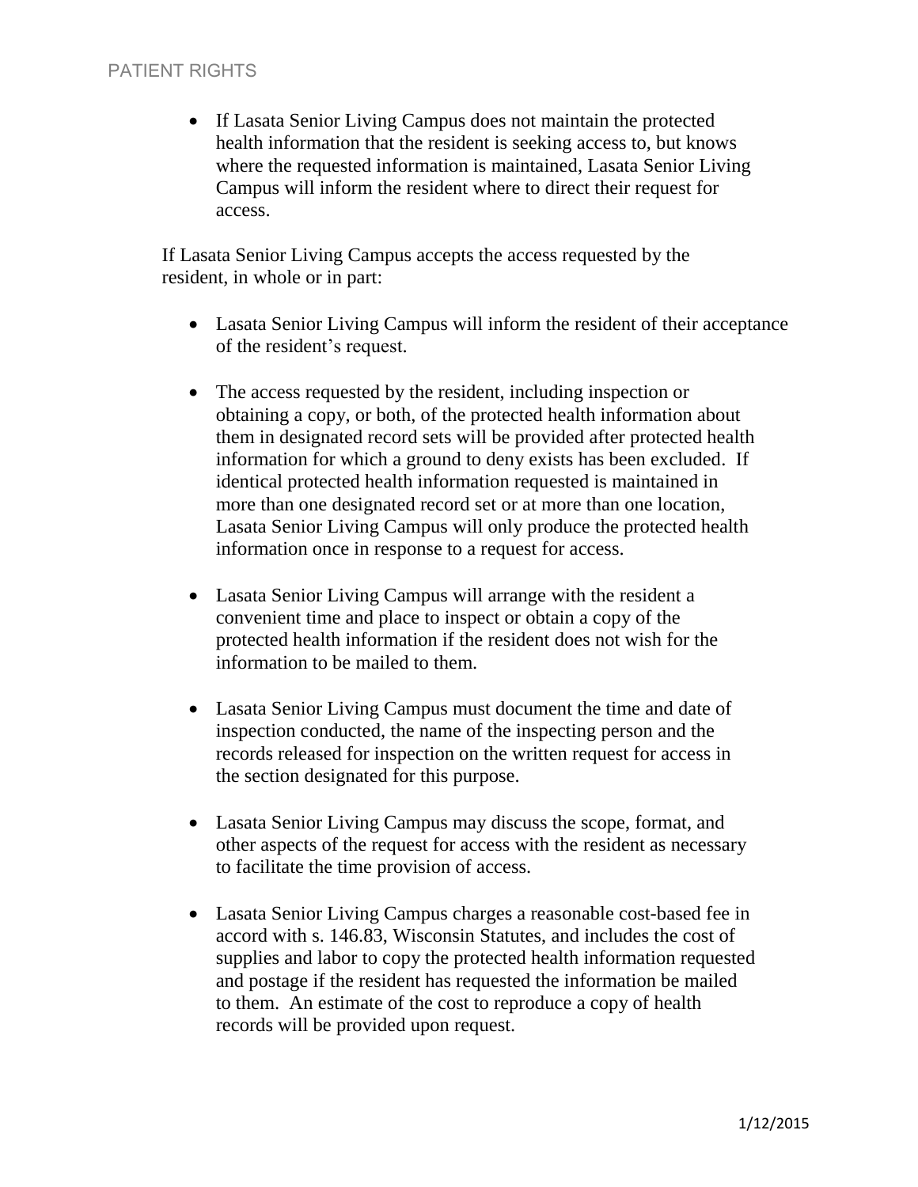- If Lasata Senior Living Campus does not maintain the protected health information that the resident is seeking access to, but knows where the requested information is maintained, Lasata Senior Living Campus will inform the resident where to direct their request for access.

If Lasata Senior Living Campus accepts the access requested by the resident, in whole or in part:

- Lasata Senior Living Campus will inform the resident of their acceptance of the resident's request.

- The access requested by the resident, including inspection or obtaining a copy, or both, of the protected health information about them in designated record sets will be provided after protected health information for which a ground to deny exists has been excluded. If identical protected health information requested is maintained in more than one designated record set or at more than one location, Lasata Senior Living Campus will only produce the protected health information once in response to a request for access.

- Lasata Senior Living Campus will arrange with the resident a convenient time and place to inspect or obtain a copy of the protected health information if the resident does not wish for the information to be mailed to them.

- Lasata Senior Living Campus must document the time and date of inspection conducted, the name of the inspecting person and the records released for inspection on the written request for access in the section designated for this purpose.

- Lasata Senior Living Campus may discuss the scope, format, and other aspects of the request for access with the resident as necessary to facilitate the time provision of access.

- Lasata Senior Living Campus charges a reasonable cost-based fee in accord with s. 146.83, Wisconsin Statutes, and includes the cost of supplies and labor to copy the protected health information requested and postage if the resident has requested the information be mailed to them. An estimate of the cost to reproduce a copy of health records will be provided upon request.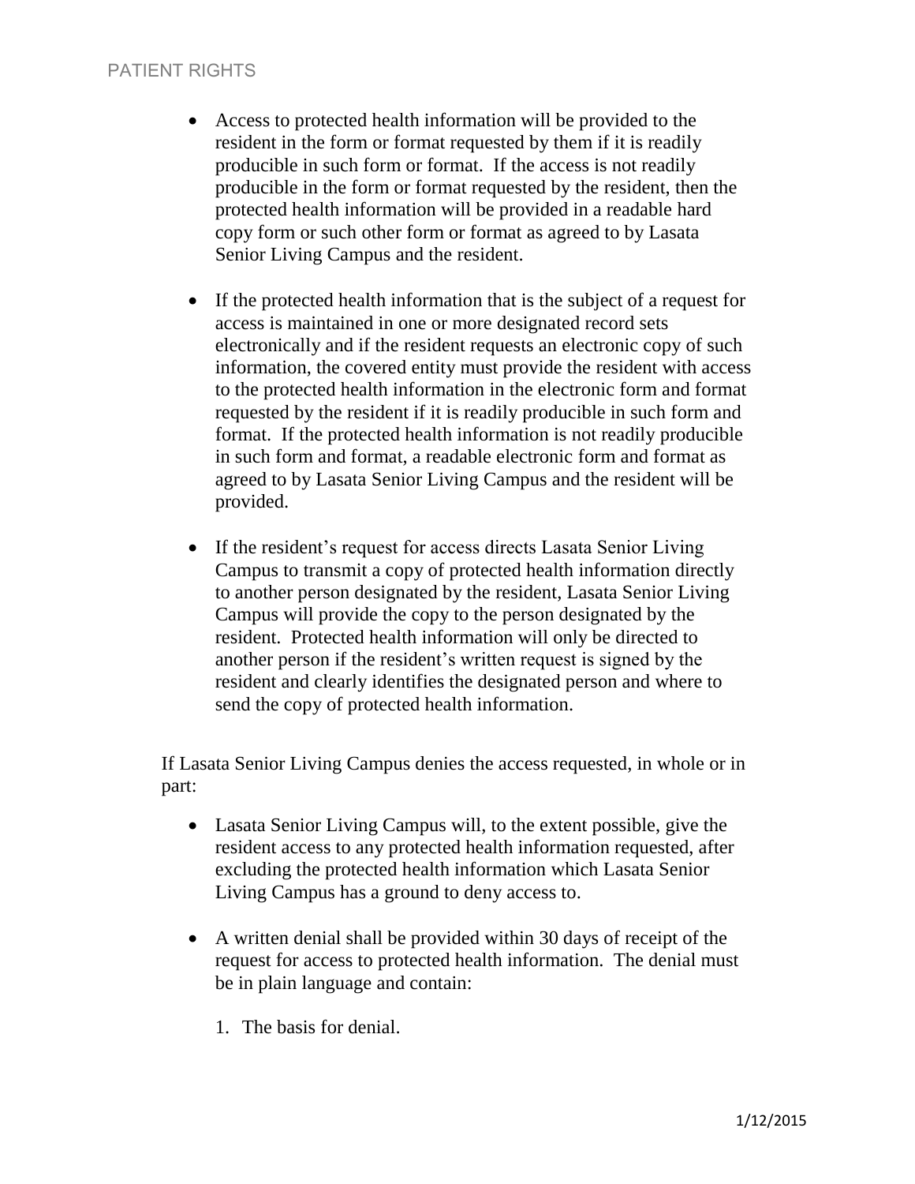- Access to protected health information will be provided to the resident in the form or format requested by them if it is readily producible in such form or format. If the access is not readily producible in the form or format requested by the resident, then the protected health information will be provided in a readable hard copy form or such other form or format as agreed to by Lasata Senior Living Campus and the resident.

- If the protected health information that is the subject of a request for access is maintained in one or more designated record sets electronically and if the resident requests an electronic copy of such information, the covered entity must provide the resident with access to the protected health information in the electronic form and format requested by the resident if it is readily producible in such form and format. If the protected health information is not readily producible in such form and format, a readable electronic form and format as agreed to by Lasata Senior Living Campus and the resident will be provided.

- If the resident's request for access directs Lasata Senior Living Campus to transmit a copy of protected health information directly to another person designated by the resident, Lasata Senior Living Campus will provide the copy to the person designated by the resident. Protected health information will only be directed to another person if the resident's written request is signed by the resident and clearly identifies the designated person and where to send the copy of protected health information.

If Lasata Senior Living Campus denies the access requested, in whole or in part:

- Lasata Senior Living Campus will, to the extent possible, give the resident access to any protected health information requested, after excluding the protected health information which Lasata Senior Living Campus has a ground to deny access to.

- A written denial shall be provided within 30 days of receipt of the request for access to protected health information. The denial must be in plain language and contain:

  1. The basis for denial.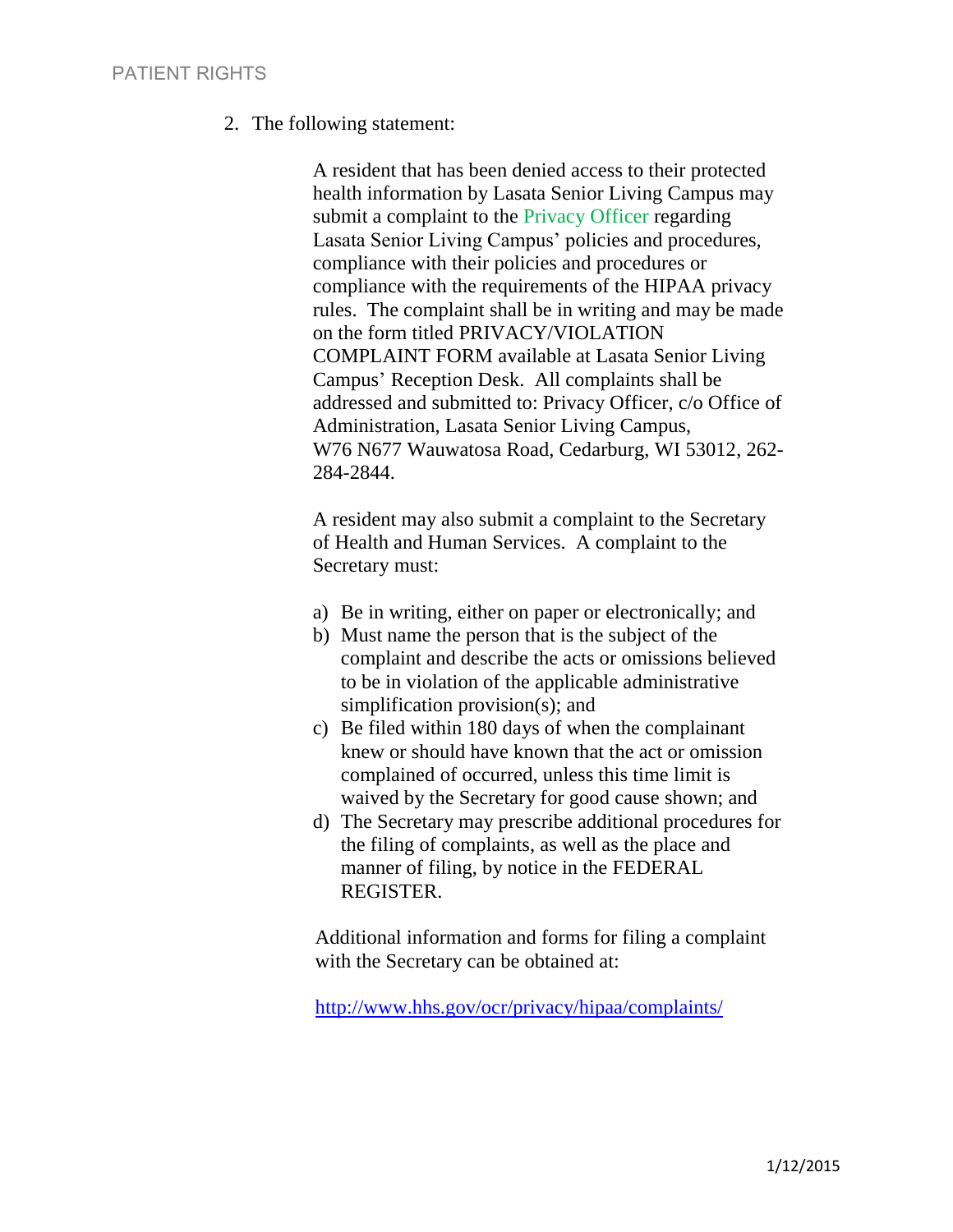2. The following statement:

   A resident that has been denied access to their protected health information by Lasata Senior Living Campus may submit a complaint to the Privacy Officer regarding Lasata Senior Living Campus' policies and procedures, compliance with their policies and procedures or compliance with the requirements of the HIPAA privacy rules. The complaint shall be in writing and may be made on the form titled PRIVACY/VIOLATION COMPLAINT FORM available at Lasata Senior Living Campus' Reception Desk. All complaints shall be addressed and submitted to: Privacy Officer, c/o Office of Administration, Lasata Senior Living Campus, W76 N677 Wauwatosa Road, Cedarburg, WI 53012, 262-284-2844.

   A resident may also submit a complaint to the Secretary of Health and Human Services. A complaint to the Secretary must:

   a) Be in writing, either on paper or electronically; and
   b) Must name the person that is the subject of the complaint and describe the acts or omissions believed to be in violation of the applicable administrative simplification provision(s); and
   c) Be filed within 180 days of when the complainant knew or should have known that the act or omission complained of occurred, unless this time limit is waived by the Secretary for good cause shown; and
   d) The Secretary may prescribe additional procedures for the filing of complaints, as well as the place and manner of filing, by notice in the FEDERAL REGISTER.

   Additional information and forms for filing a complaint with the Secretary can be obtained at:

   http://www.hhs.gov/ocr/privacy/hipaa/complaints/